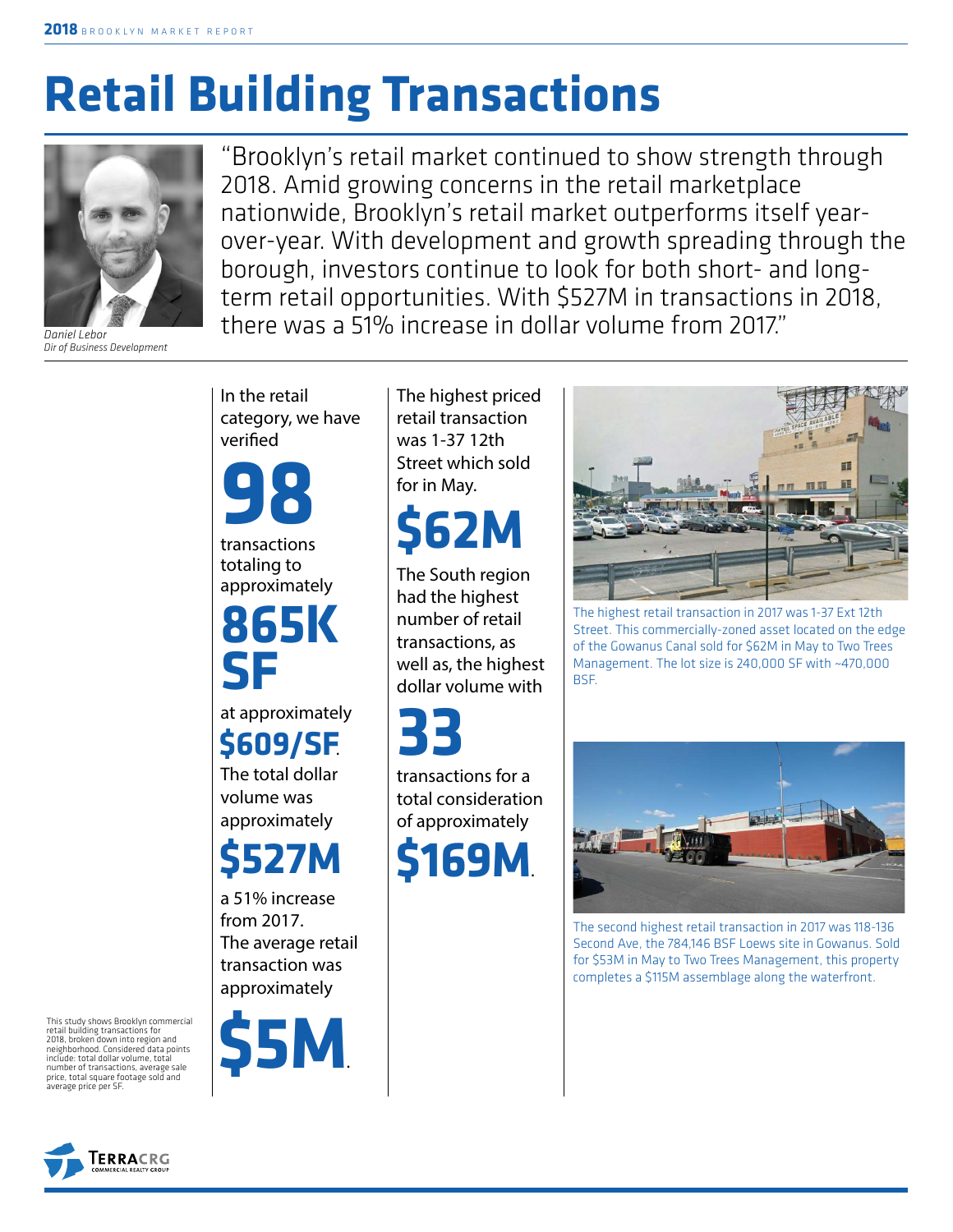# Retail Building Transactions

"Brooklyn's retail market continued to show strength through 2018. Amid growing concerns in the retail marketplace nationwide, Brooklyn's retail market outperforms itself year-over-year. With development and growth spreading through the borough, investors continue to look for both short- and long-term retail opportunities. With $527M in transactions in 2018, there was a 51% increase in dollar volume from 2017."

*Daniel Lebor*
*Dir of Business Development*

In the retail category, we have verified

**98**

transactions totaling to approximately

**865K SF**

at approximately

**$609/SF**.

The total dollar volume was approximately

**$527M**

a 51% increase from 2017.

The average retail transaction was approximately

**$5M**.

The highest priced retail transaction was 1-37 12th Street which sold for in May.

**$62M**

The South region had the highest number of retail transactions, as well as, the highest dollar volume with

**33**

transactions for a total consideration of approximately

**$169M**.

The highest retail transaction in 2017 was 1-37 Ext 12th Street. This commercially-zoned asset located on the edge of the Gowanus Canal sold for $62M in May to Two Trees Management. The lot size is 240,000 SF with ~470,000 BSF.

The second highest retail transaction in 2017 was 118-136 Second Ave, the 784,146 BSF Loews site in Gowanus. Sold for $53M in May to Two Trees Management, this property completes a $115M assemblage along the waterfront.

This study shows Brooklyn commercial retail building transactions for 2018, broken down into region and neighborhood. Considered data points include: total dollar volume, total number of transactions, average sale price, total square footage sold and average price per SF.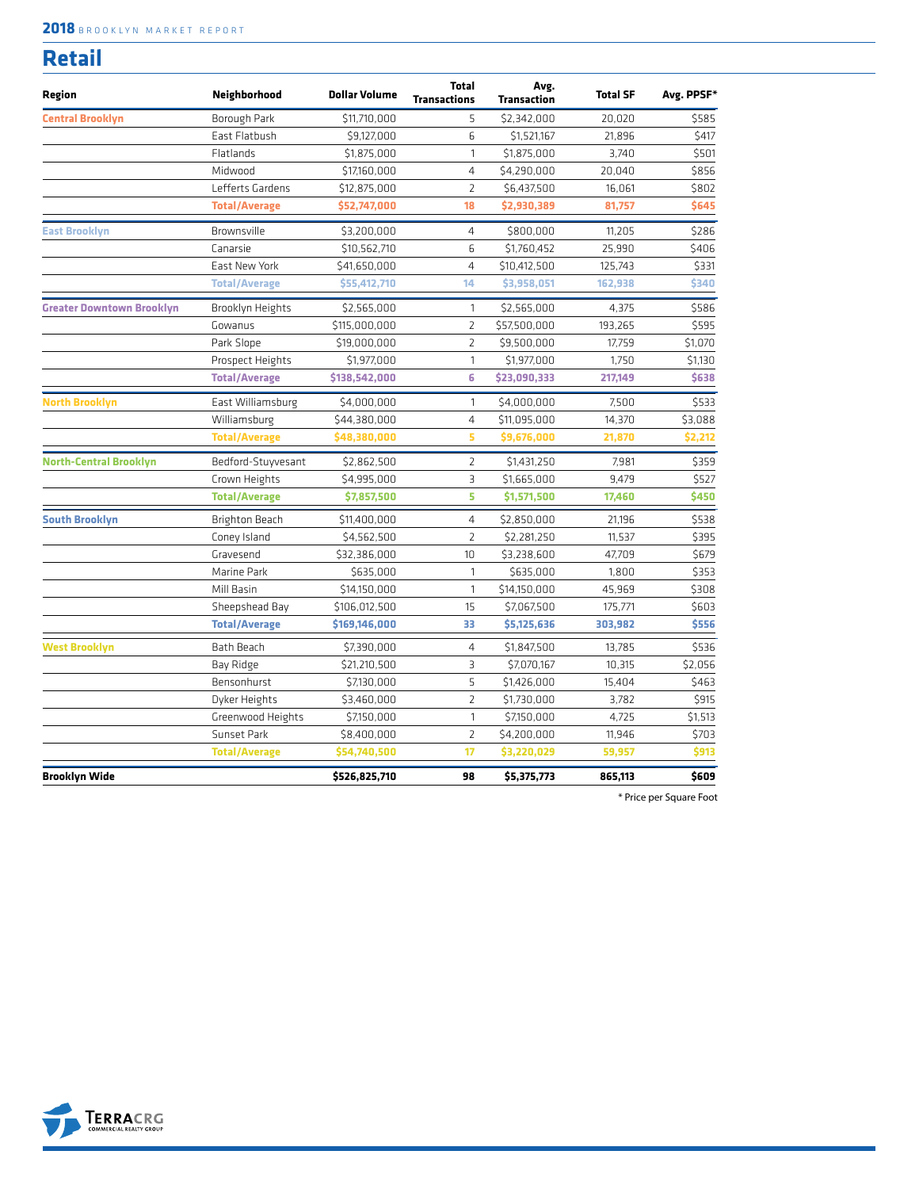## Retail

| Region | Neighborhood | Dollar Volume | Total Transactions | Avg. Transaction | Total SF | Avg. PPSF* |
|---|---|---|---|---|---|---|
| Central Brooklyn | Borough Park | $11,710,000 | 5 | $2,342,000 | 20,020 | $585 |
| | East Flatbush | $9,127,000 | 6 | $1,521,167 | 21,896 | $417 |
| | Flatlands | $1,875,000 | 1 | $1,875,000 | 3,740 | $501 |
| | Midwood | $17,160,000 | 4 | $4,290,000 | 20,040 | $856 |
| | Lefferts Gardens | $12,875,000 | 2 | $6,437,500 | 16,061 | $802 |
| | **Total/Average** | **$52,747,000** | **18** | **$2,930,389** | **81,757** | **$645** |
| East Brooklyn | Brownsville | $3,200,000 | 4 | $800,000 | 11,205 | $286 |
| | Canarsie | $10,562,710 | 6 | $1,760,452 | 25,990 | $406 |
| | East New York | $41,650,000 | 4 | $10,412,500 | 125,743 | $331 |
| | **Total/Average** | **$55,412,710** | **14** | **$3,958,051** | **162,938** | **$340** |
| Greater Downtown Brooklyn | Brooklyn Heights | $2,565,000 | 1 | $2,565,000 | 4,375 | $586 |
| | Gowanus | $115,000,000 | 2 | $57,500,000 | 193,265 | $595 |
| | Park Slope | $19,000,000 | 2 | $9,500,000 | 17,759 | $1,070 |
| | Prospect Heights | $1,977,000 | 1 | $1,977,000 | 1,750 | $1,130 |
| | **Total/Average** | **$138,542,000** | **6** | **$23,090,333** | **217,149** | **$638** |
| North Brooklyn | East Williamsburg | $4,000,000 | 1 | $4,000,000 | 7,500 | $533 |
| | Williamsburg | $44,380,000 | 4 | $11,095,000 | 14,370 | $3,088 |
| | **Total/Average** | **$48,380,000** | **5** | **$9,676,000** | **21,870** | **$2,212** |
| North-Central Brooklyn | Bedford-Stuyvesant | $2,862,500 | 2 | $1,431,250 | 7,981 | $359 |
| | Crown Heights | $4,995,000 | 3 | $1,665,000 | 9,479 | $527 |
| | **Total/Average** | **$7,857,500** | **5** | **$1,571,500** | **17,460** | **$450** |
| South Brooklyn | Brighton Beach | $11,400,000 | 4 | $2,850,000 | 21,196 | $538 |
| | Coney Island | $4,562,500 | 2 | $2,281,250 | 11,537 | $395 |
| | Gravesend | $32,386,000 | 10 | $3,238,600 | 47,709 | $679 |
| | Marine Park | $635,000 | 1 | $635,000 | 1,800 | $353 |
| | Mill Basin | $14,150,000 | 1 | $14,150,000 | 45,969 | $308 |
| | Sheepshead Bay | $106,012,500 | 15 | $7,067,500 | 175,771 | $603 |
| | **Total/Average** | **$169,146,000** | **33** | **$5,125,636** | **303,982** | **$556** |
| West Brooklyn | Bath Beach | $7,390,000 | 4 | $1,847,500 | 13,785 | $536 |
| | Bay Ridge | $21,210,500 | 3 | $7,070,167 | 10,315 | $2,056 |
| | Bensonhurst | $7,130,000 | 5 | $1,426,000 | 15,404 | $463 |
| | Dyker Heights | $3,460,000 | 2 | $1,730,000 | 3,782 | $915 |
| | Greenwood Heights | $7,150,000 | 1 | $7,150,000 | 4,725 | $1,513 |
| | Sunset Park | $8,400,000 | 2 | $4,200,000 | 11,946 | $703 |
| | **Total/Average** | **$54,740,500** | **17** | **$3,220,029** | **59,957** | **$913** |
| **Brooklyn Wide** | | **$526,825,710** | **98** | **$5,375,773** | **865,113** | **$609** |

\* Price per Square Foot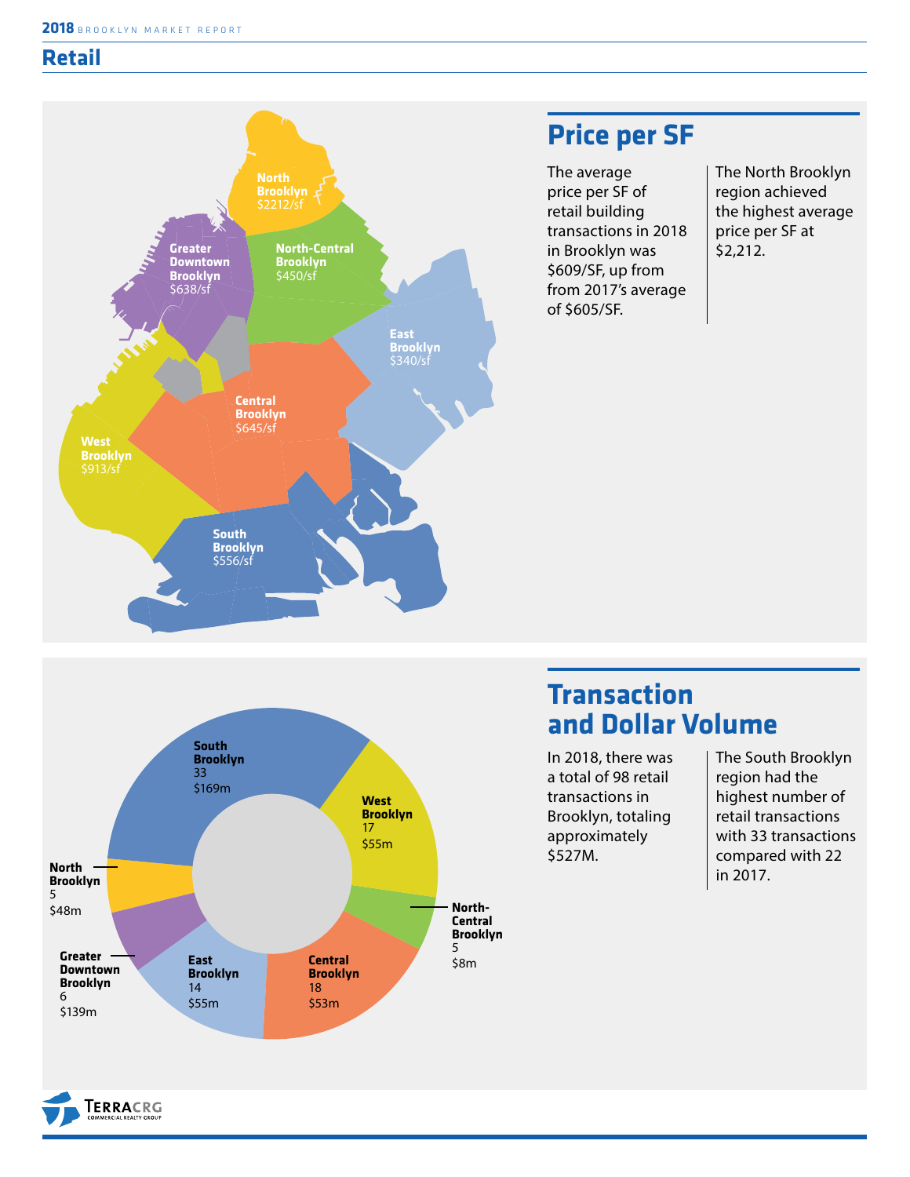# Retail

North Brooklyn
$2212/sf

Greater Downtown Brooklyn
$638/sf

North-Central Brooklyn
$450/sf

East Brooklyn
$340/sf

Central Brooklyn
$645/sf

West Brooklyn
$913/sf

South Brooklyn
$556/sf

## Price per SF

The average price per SF of retail building transactions in 2018 in Brooklyn was $609/SF, up from from 2017's average of $605/SF.

The North Brooklyn region achieved the highest average price per SF at $2,212.

South Brooklyn
33
$169m

West Brooklyn
17
$55m

North-Central Brooklyn
5
$8m

Central Brooklyn
18
$53m

East Brooklyn
14
$55m

Greater Downtown Brooklyn
6
$139m

North Brooklyn
5
$48m

## Transaction and Dollar Volume

In 2018, there was a total of 98 retail transactions in Brooklyn, totaling approximately $527M.

The South Brooklyn region had the highest number of retail transactions with 33 transactions compared with 22 in 2017.